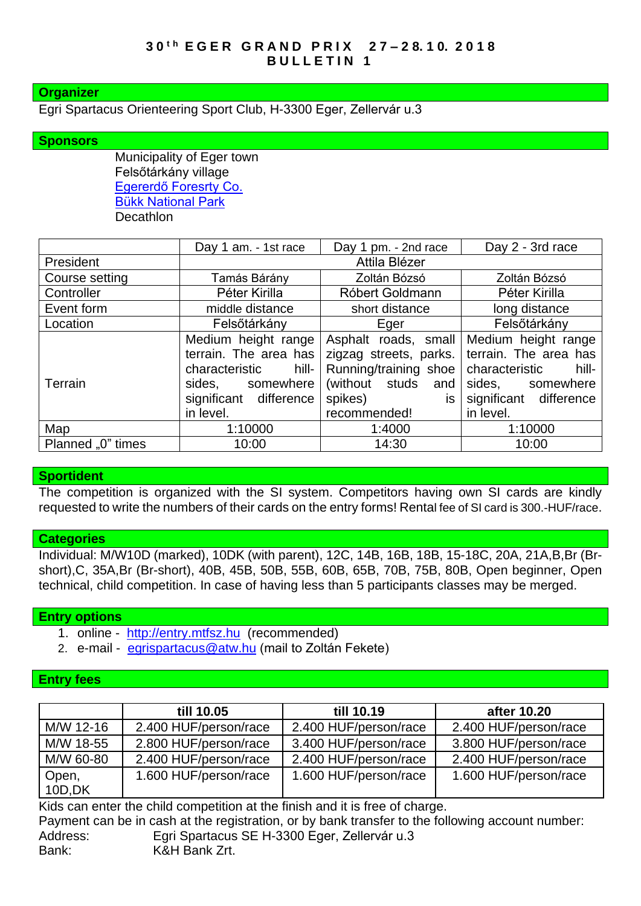# 30th EGER GRAND PRIX 27–28.10. 2018
# BULLETIN 1

## Organizer

Egri Spartacus Orienteering Sport Club, H-3300 Eger, Zellervár u.3

## Sponsors

Municipality of Eger town
Felsőtárkány village
Egererdő Foresrty Co.
Bükk National Park
Decathlon

| | Day 1 am. - 1st race | Day 1 pm. - 2nd race | Day 2 - 3rd race |
|---|---|---|---|
| President | Attila Blézer | | |
| Course setting | Tamás Bárány | Zoltán Bózsó | Zoltán Bózsó |
| Controller | Péter Kirilla | Róbert Goldmann | Péter Kirilla |
| Event form | middle distance | short distance | long distance |
| Location | Felsőtárkány | Eger | Felsőtárkány |
| Terrain | Medium height range terrain. The area has characteristic hill-sides, somewhere significant difference in level. | Asphalt roads, small zigzag streets, parks. Running/training shoe (without studs and spikes) is recommended! | Medium height range terrain. The area has characteristic hill-sides, somewhere significant difference in level. |
| Map | 1:10000 | 1:4000 | 1:10000 |
| Planned „0" times | 10:00 | 14:30 | 10:00 |

## Sportident

The competition is organized with the SI system. Competitors having own SI cards are kindly requested to write the numbers of their cards on the entry forms! Rental fee of SI card is 300.-HUF/race.

## Categories

Individual: M/W10D (marked), 10DK (with parent), 12C, 14B, 16B, 18B, 15-18C, 20A, 21A,B,Br (Br-short),C, 35A,Br (Br-short), 40B, 45B, 50B, 55B, 60B, 65B, 70B, 75B, 80B, Open beginner, Open technical, child competition. In case of having less than 5 participants classes may be merged.

## Entry options

1. online - http://entry.mtfsz.hu (recommended)
2. e-mail - egrispartacus@atw.hu (mail to Zoltán Fekete)

## Entry fees

| | till 10.05 | till 10.19 | after 10.20 |
|---|---|---|---|
| M/W 12-16 | 2.400 HUF/person/race | 2.400 HUF/person/race | 2.400 HUF/person/race |
| M/W 18-55 | 2.800 HUF/person/race | 3.400 HUF/person/race | 3.800 HUF/person/race |
| M/W 60-80 | 2.400 HUF/person/race | 2.400 HUF/person/race | 2.400 HUF/person/race |
| Open, 10D,DK | 1.600 HUF/person/race | 1.600 HUF/person/race | 1.600 HUF/person/race |

Kids can enter the child competition at the finish and it is free of charge.
Payment can be in cash at the registration, or by bank transfer to the following account number:

Address: Egri Spartacus SE H-3300 Eger, Zellervár u.3
Bank: K&H Bank Zrt.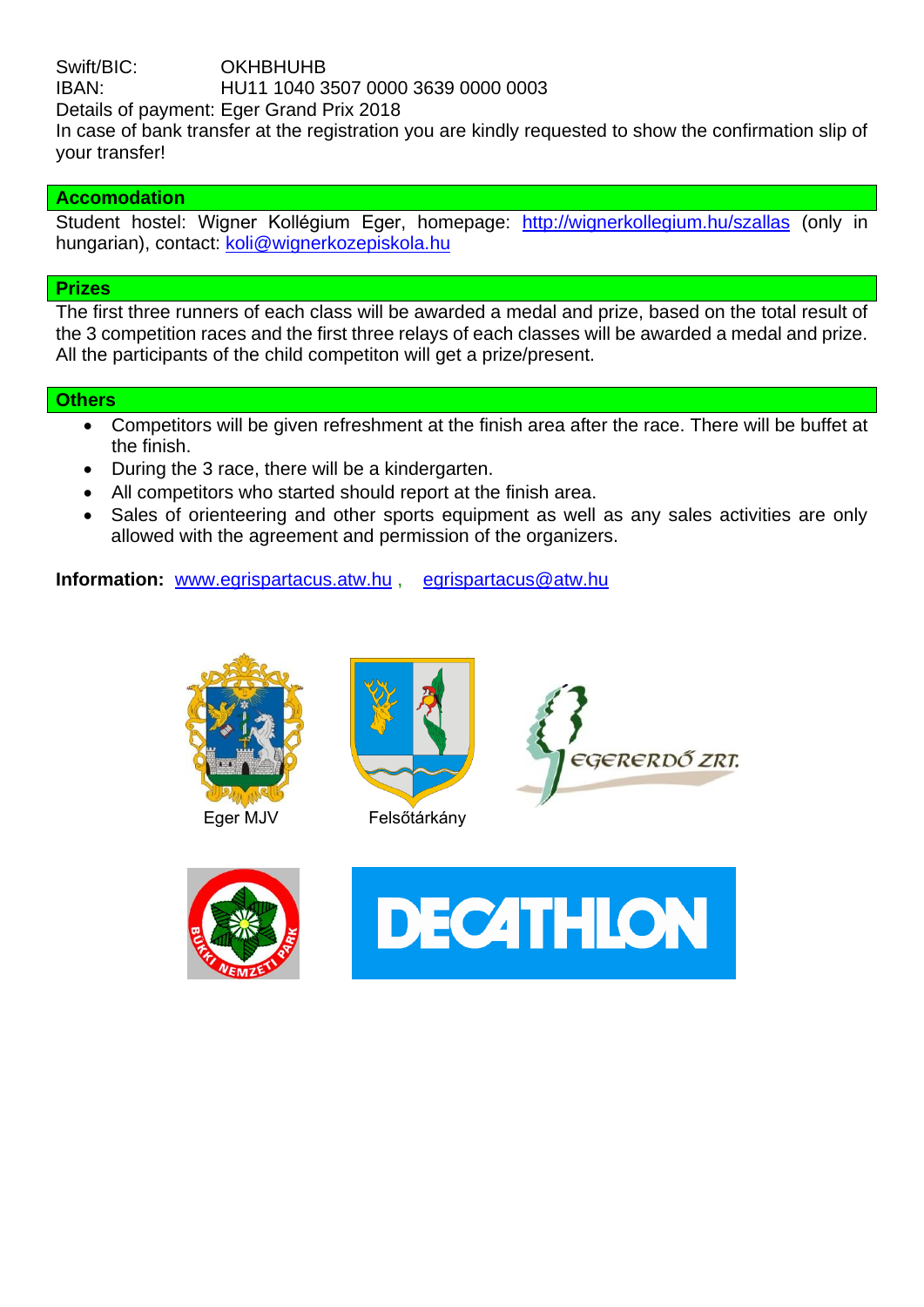Swift/BIC: OKHBHUHB
IBAN: HU11 1040 3507 0000 3639 0000 0003
Details of payment: Eger Grand Prix 2018
In case of bank transfer at the registration you are kindly requested to show the confirmation slip of your transfer!

## Accomodation

Student hostel: Wigner Kollégium Eger, homepage: http://wignerkollegium.hu/szallas (only in hungarian), contact: koli@wignerkozepiskola.hu

## Prizes

The first three runners of each class will be awarded a medal and prize, based on the total result of the 3 competition races and the first three relays of each classes will be awarded a medal and prize. All the participants of the child competiton will get a prize/present.

## Others

- Competitors will be given refreshment at the finish area after the race. There will be buffet at the finish.
- During the 3 race, there will be a kindergarten.
- All competitors who started should report at the finish area.
- Sales of orienteering and other sports equipment as well as any sales activities are only allowed with the agreement and permission of the organizers.

**Information:** www.egrispartacus.atw.hu , egrispartacus@atw.hu

Eger MJV

Felsőtárkány

EGERERDŐ ZRT.

BÜKKI NEMZETI PARK

DECATHLON